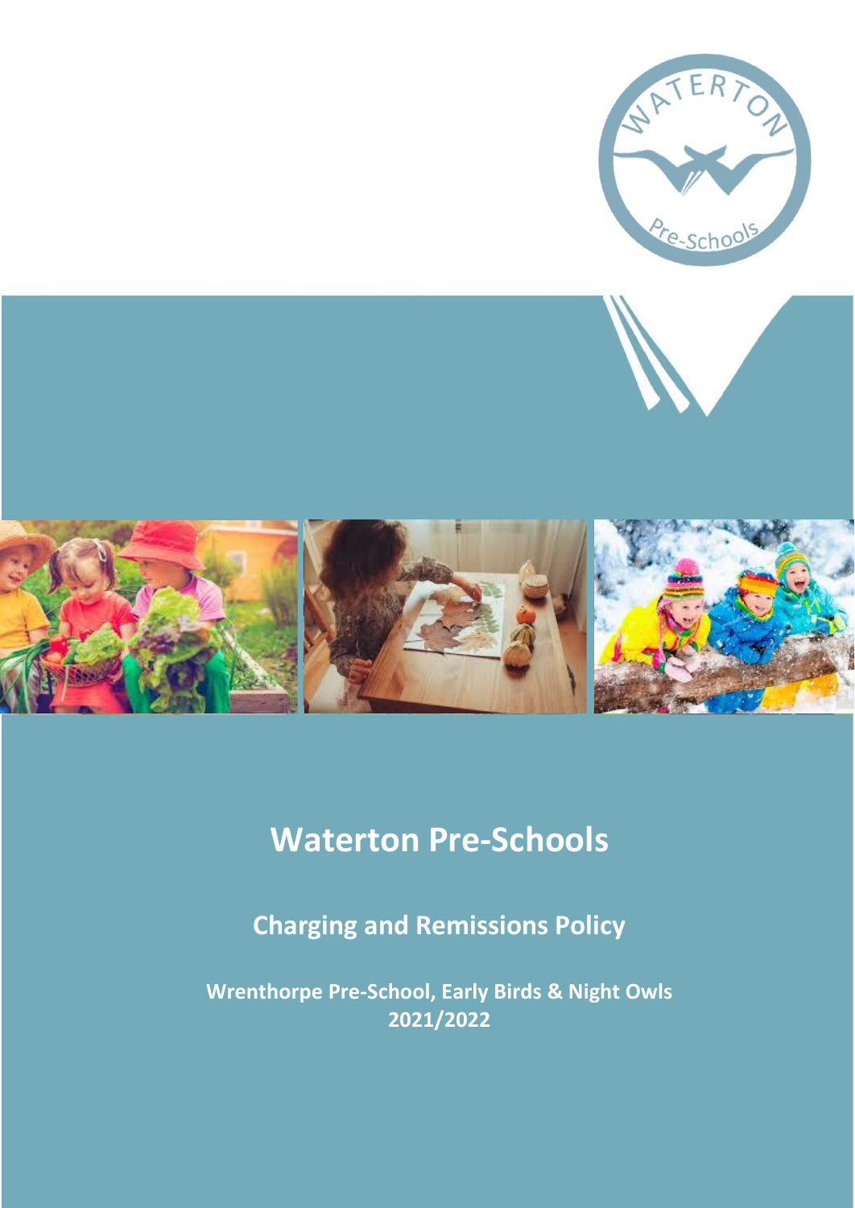# Waterton Pre-Schools

## Charging and Remissions Policy

**Wrenthorpe Pre-School, Early Birds & Night Owls**
**2021/2022**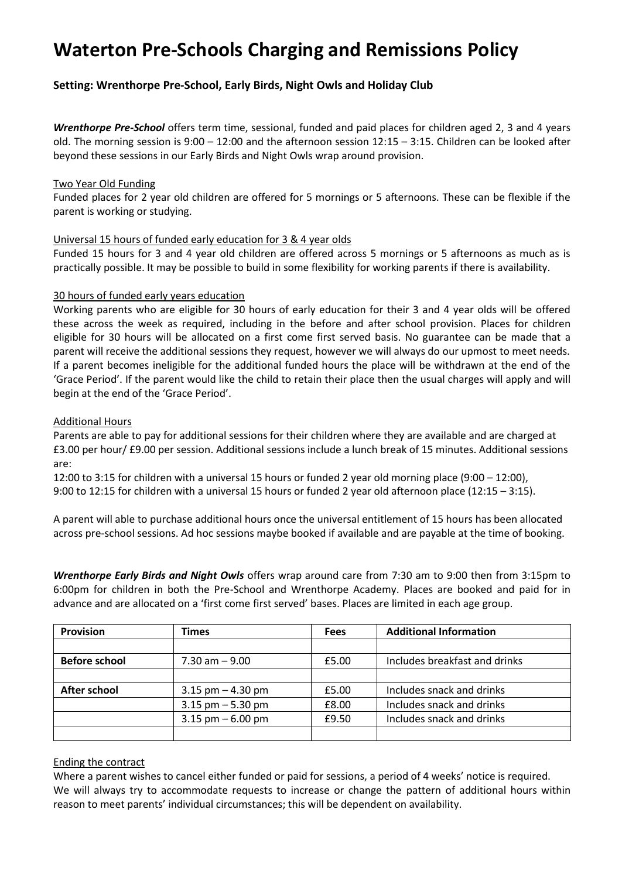# Waterton Pre-Schools Charging and Remissions Policy

### Setting: Wrenthorpe Pre-School, Early Birds, Night Owls and Holiday Club

***Wrenthorpe Pre-School*** offers term time, sessional, funded and paid places for children aged 2, 3 and 4 years old. The morning session is 9:00 – 12:00 and the afternoon session 12:15 – 3:15. Children can be looked after beyond these sessions in our Early Birds and Night Owls wrap around provision.

<u>Two Year Old Funding</u>

Funded places for 2 year old children are offered for 5 mornings or 5 afternoons. These can be flexible if the parent is working or studying.

<u>Universal 15 hours of funded early education for 3 & 4 year olds</u>

Funded 15 hours for 3 and 4 year old children are offered across 5 mornings or 5 afternoons as much as is practically possible. It may be possible to build in some flexibility for working parents if there is availability.

<u>30 hours of funded early years education</u>

Working parents who are eligible for 30 hours of early education for their 3 and 4 year olds will be offered these across the week as required, including in the before and after school provision. Places for children eligible for 30 hours will be allocated on a first come first served basis. No guarantee can be made that a parent will receive the additional sessions they request, however we will always do our upmost to meet needs. If a parent becomes ineligible for the additional funded hours the place will be withdrawn at the end of the 'Grace Period'. If the parent would like the child to retain their place then the usual charges will apply and will begin at the end of the 'Grace Period'.

<u>Additional Hours</u>

Parents are able to pay for additional sessions for their children where they are available and are charged at £3.00 per hour/ £9.00 per session. Additional sessions include a lunch break of 15 minutes. Additional sessions are:

12:00 to 3:15 for children with a universal 15 hours or funded 2 year old morning place (9:00 – 12:00),
9:00 to 12:15 for children with a universal 15 hours or funded 2 year old afternoon place (12:15 – 3:15).

A parent will able to purchase additional hours once the universal entitlement of 15 hours has been allocated across pre-school sessions. Ad hoc sessions maybe booked if available and are payable at the time of booking.

***Wrenthorpe Early Birds and Night Owls*** offers wrap around care from 7:30 am to 9:00 then from 3:15pm to 6:00pm for children in both the Pre-School and Wrenthorpe Academy. Places are booked and paid for in advance and are allocated on a 'first come first served' bases. Places are limited in each age group.

| Provision | Times | Fees | Additional Information |
|---|---|---|---|
| | | | |
| **Before school** | 7.30 am – 9.00 | £5.00 | Includes breakfast and drinks |
| | | | |
| **After school** | 3.15 pm – 4.30 pm | £5.00 | Includes snack and drinks |
| | 3.15 pm – 5.30 pm | £8.00 | Includes snack and drinks |
| | 3.15 pm – 6.00 pm | £9.50 | Includes snack and drinks |
| | | | |

<u>Ending the contract</u>

Where a parent wishes to cancel either funded or paid for sessions, a period of 4 weeks' notice is required.
We will always try to accommodate requests to increase or change the pattern of additional hours within reason to meet parents' individual circumstances; this will be dependent on availability.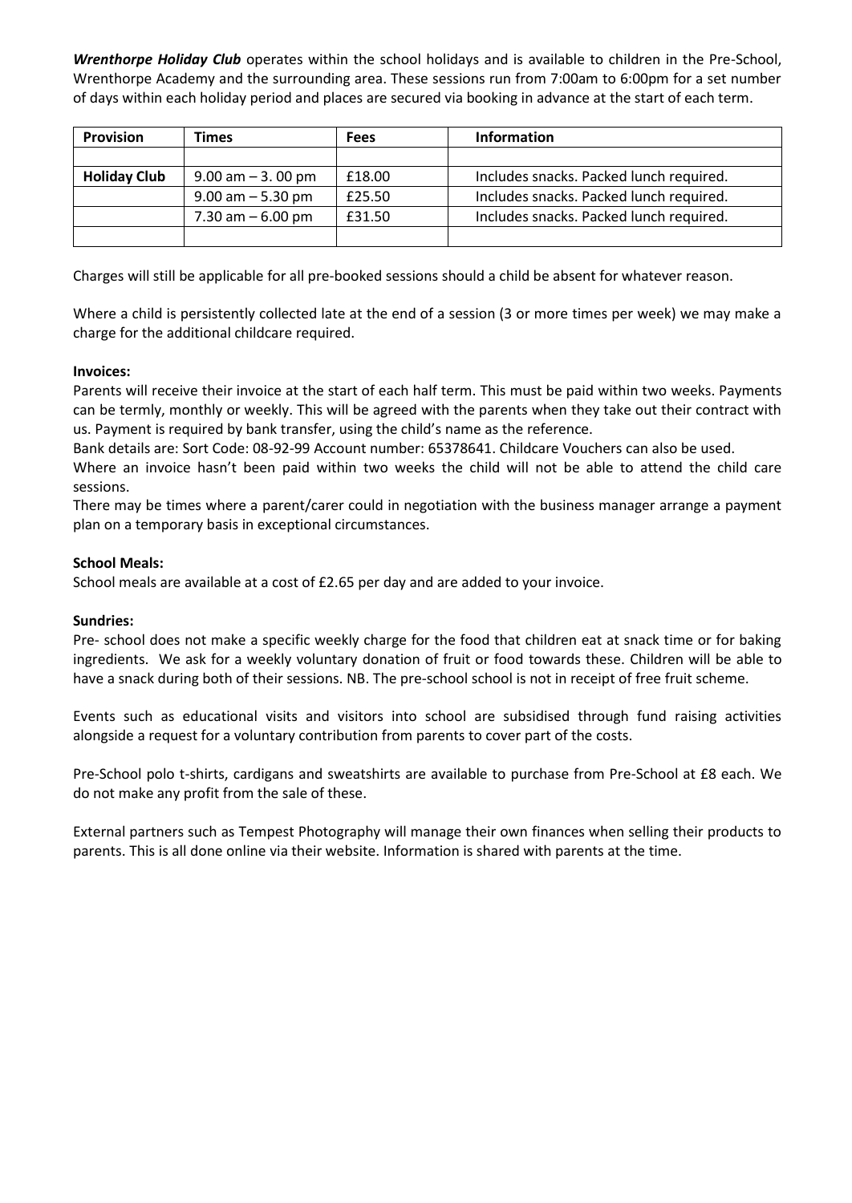***Wrenthorpe Holiday Club*** operates within the school holidays and is available to children in the Pre-School, Wrenthorpe Academy and the surrounding area. These sessions run from 7:00am to 6:00pm for a set number of days within each holiday period and places are secured via booking in advance at the start of each term.

| **Provision** | **Times** | **Fees** | **Information** |
|---|---|---|---|
| | | | |
| **Holiday Club** | 9.00 am – 3. 00 pm | £18.00 | Includes snacks. Packed lunch required. |
| | 9.00 am – 5.30 pm | £25.50 | Includes snacks. Packed lunch required. |
| | 7.30 am – 6.00 pm | £31.50 | Includes snacks. Packed lunch required. |
| | | | |

Charges will still be applicable for all pre-booked sessions should a child be absent for whatever reason.

Where a child is persistently collected late at the end of a session (3 or more times per week) we may make a charge for the additional childcare required.

**Invoices:**

Parents will receive their invoice at the start of each half term. This must be paid within two weeks. Payments can be termly, monthly or weekly. This will be agreed with the parents when they take out their contract with us. Payment is required by bank transfer, using the child's name as the reference.

Bank details are: Sort Code: 08-92-99 Account number: 65378641. Childcare Vouchers can also be used.

Where an invoice hasn't been paid within two weeks the child will not be able to attend the child care sessions.

There may be times where a parent/carer could in negotiation with the business manager arrange a payment plan on a temporary basis in exceptional circumstances.

**School Meals:**

School meals are available at a cost of £2.65 per day and are added to your invoice.

**Sundries:**

Pre- school does not make a specific weekly charge for the food that children eat at snack time or for baking ingredients. We ask for a weekly voluntary donation of fruit or food towards these. Children will be able to have a snack during both of their sessions. NB. The pre-school school is not in receipt of free fruit scheme.

Events such as educational visits and visitors into school are subsidised through fund raising activities alongside a request for a voluntary contribution from parents to cover part of the costs.

Pre-School polo t-shirts, cardigans and sweatshirts are available to purchase from Pre-School at £8 each. We do not make any profit from the sale of these.

External partners such as Tempest Photography will manage their own finances when selling their products to parents. This is all done online via their website. Information is shared with parents at the time.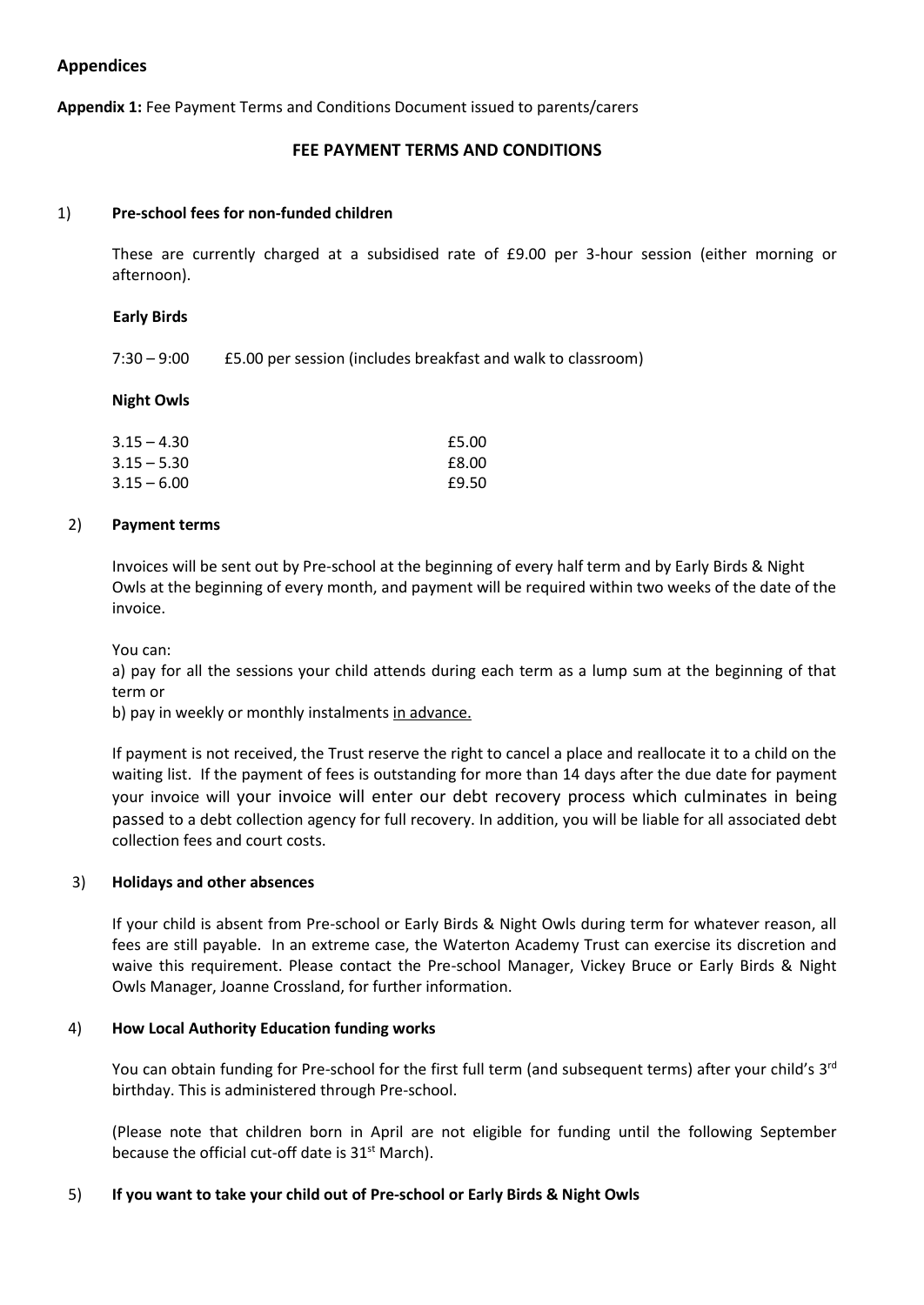## Appendices

**Appendix 1:** Fee Payment Terms and Conditions Document issued to parents/carers

### FEE PAYMENT TERMS AND CONDITIONS

1) **Pre-school fees for non-funded children**

These are currently charged at a subsidised rate of £9.00 per 3-hour session (either morning or afternoon).

**Early Birds**

7:30 – 9:00 £5.00 per session (includes breakfast and walk to classroom)

**Night Owls**

| | |
|---|---|
| 3.15 – 4.30 | £5.00 |
| 3.15 – 5.30 | £8.00 |
| 3.15 – 6.00 | £9.50 |

2) **Payment terms**

Invoices will be sent out by Pre-school at the beginning of every half term and by Early Birds & Night Owls at the beginning of every month, and payment will be required within two weeks of the date of the invoice.

You can:
a) pay for all the sessions your child attends during each term as a lump sum at the beginning of that term or
b) pay in weekly or monthly instalments <u>in advance.</u>

If payment is not received, the Trust reserve the right to cancel a place and reallocate it to a child on the waiting list. If the payment of fees is outstanding for more than 14 days after the due date for payment your invoice will your invoice will enter our debt recovery process which culminates in being passed to a debt collection agency for full recovery. In addition, you will be liable for all associated debt collection fees and court costs.

3) **Holidays and other absences**

If your child is absent from Pre-school or Early Birds & Night Owls during term for whatever reason, all fees are still payable. In an extreme case, the Waterton Academy Trust can exercise its discretion and waive this requirement. Please contact the Pre-school Manager, Vickey Bruce or Early Birds & Night Owls Manager, Joanne Crossland, for further information.

4) **How Local Authority Education funding works**

You can obtain funding for Pre-school for the first full term (and subsequent terms) after your child's 3rd birthday. This is administered through Pre-school.

(Please note that children born in April are not eligible for funding until the following September because the official cut-off date is 31st March).

5) **If you want to take your child out of Pre-school or Early Birds & Night Owls**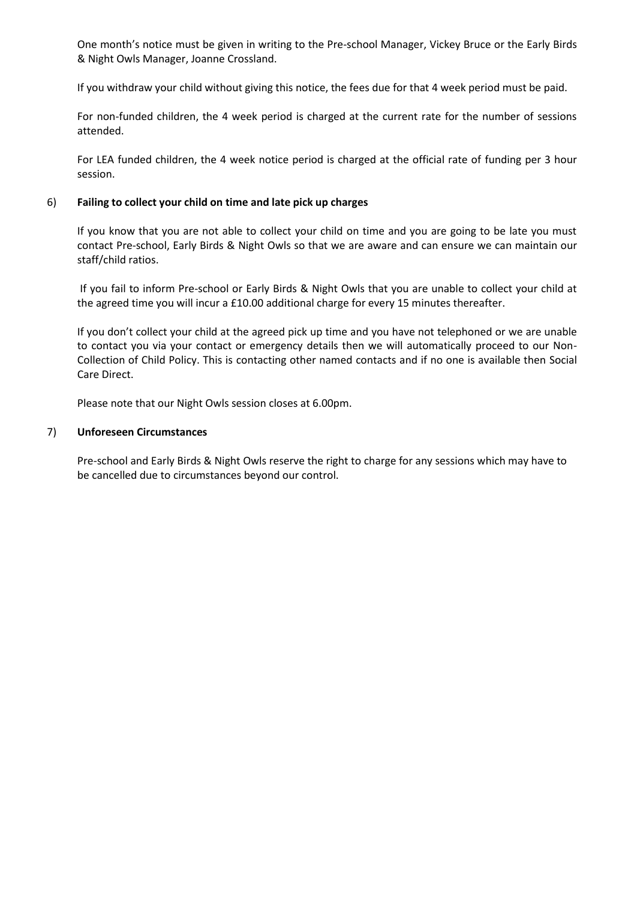One month's notice must be given in writing to the Pre-school Manager, Vickey Bruce or the Early Birds & Night Owls Manager, Joanne Crossland.

If you withdraw your child without giving this notice, the fees due for that 4 week period must be paid.

For non-funded children, the 4 week period is charged at the current rate for the number of sessions attended.

For LEA funded children, the 4 week notice period is charged at the official rate of funding per 3 hour session.

6) **Failing to collect your child on time and late pick up charges**

If you know that you are not able to collect your child on time and you are going to be late you must contact Pre-school, Early Birds & Night Owls so that we are aware and can ensure we can maintain our staff/child ratios.

If you fail to inform Pre-school or Early Birds & Night Owls that you are unable to collect your child at the agreed time you will incur a £10.00 additional charge for every 15 minutes thereafter.

If you don't collect your child at the agreed pick up time and you have not telephoned or we are unable to contact you via your contact or emergency details then we will automatically proceed to our Non-Collection of Child Policy. This is contacting other named contacts and if no one is available then Social Care Direct.

Please note that our Night Owls session closes at 6.00pm.

7) **Unforeseen Circumstances**

Pre-school and Early Birds & Night Owls reserve the right to charge for any sessions which may have to be cancelled due to circumstances beyond our control.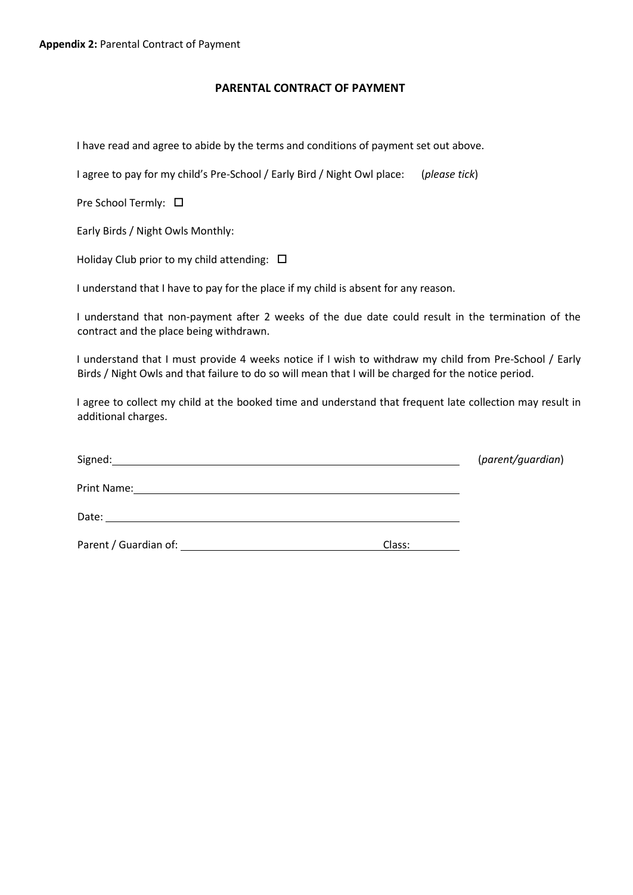**Appendix 2:** Parental Contract of Payment

## PARENTAL CONTRACT OF PAYMENT

I have read and agree to abide by the terms and conditions of payment set out above.

I agree to pay for my child's Pre-School / Early Bird / Night Owl place: (*please tick*)

Pre School Termly: ☐

Early Birds / Night Owls Monthly:

Holiday Club prior to my child attending: ☐

I understand that I have to pay for the place if my child is absent for any reason.

I understand that non-payment after 2 weeks of the due date could result in the termination of the contract and the place being withdrawn.

I understand that I must provide 4 weeks notice if I wish to withdraw my child from Pre-School / Early Birds / Night Owls and that failure to do so will mean that I will be charged for the notice period.

I agree to collect my child at the booked time and understand that frequent late collection may result in additional charges.

Signed: ________________________________________ (*parent/guardian*)

Print Name: ________________________________________

Date: ________________________________________

Parent / Guardian of: ________________________ Class: ________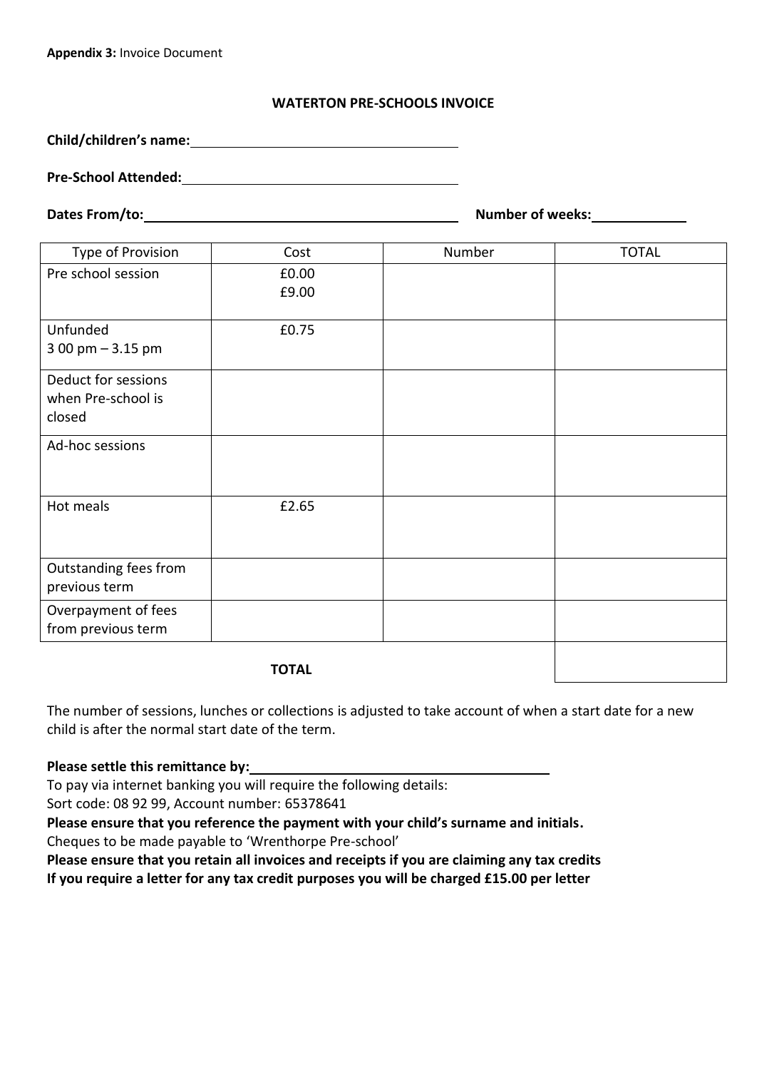**Appendix 3:** Invoice Document

**WATERTON PRE-SCHOOLS INVOICE**

**Child/children's name:** ____________________

**Pre-School Attended:** ____________________

**Dates From/to:** ____________________ **Number of weeks:** __________

| Type of Provision | Cost | Number | TOTAL |
|---|---|---|---|
| Pre school session | £0.00<br>£9.00 | | |
| Unfunded<br>3 00 pm – 3.15 pm | £0.75 | | |
| Deduct for sessions when Pre-school is closed | | | |
| Ad-hoc sessions | | | |
| Hot meals | £2.65 | | |
| Outstanding fees from previous term | | | |
| Overpayment of fees from previous term | | | |
| | **TOTAL** | | |

The number of sessions, lunches or collections is adjusted to take account of when a start date for a new child is after the normal start date of the term.

**Please settle this remittance by:** ____________________

To pay via internet banking you will require the following details:
Sort code: 08 92 99, Account number: 65378641

**Please ensure that you reference the payment with your child's surname and initials.**

Cheques to be made payable to 'Wrenthorpe Pre-school'

**Please ensure that you retain all invoices and receipts if you are claiming any tax credits**

**If you require a letter for any tax credit purposes you will be charged £15.00 per letter**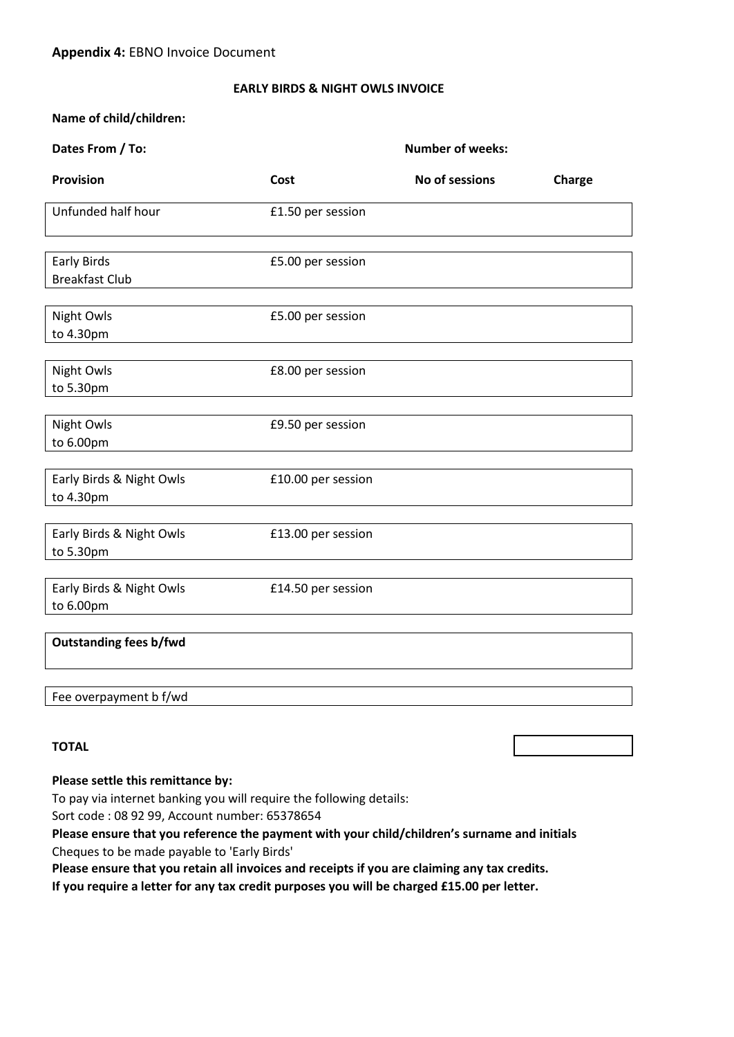**Appendix 4:** EBNO Invoice Document

**EARLY BIRDS & NIGHT OWLS INVOICE**

**Name of child/children:**

**Dates From / To:** **Number of weeks:**

| **Provision** | **Cost** | **No of sessions** | **Charge** |
|---|---|---|---|
| Unfunded half hour | £1.50 per session | | |
| Early Birds Breakfast Club | £5.00 per session | | |
| Night Owls to 4.30pm | £5.00 per session | | |
| Night Owls to 5.30pm | £8.00 per session | | |
| Night Owls to 6.00pm | £9.50 per session | | |
| Early Birds & Night Owls to 4.30pm | £10.00 per session | | |
| Early Birds & Night Owls to 5.30pm | £13.00 per session | | |
| Early Birds & Night Owls to 6.00pm | £14.50 per session | | |
| **Outstanding fees b/fwd** | | | |
| Fee overpayment b f/wd | | | |

**TOTAL**

**Please settle this remittance by:**

To pay via internet banking you will require the following details:

Sort code : 08 92 99, Account number: 65378654

**Please ensure that you reference the payment with your child/children's surname and initials**

Cheques to be made payable to 'Early Birds'

**Please ensure that you retain all invoices and receipts if you are claiming any tax credits.**

**If you require a letter for any tax credit purposes you will be charged £15.00 per letter.**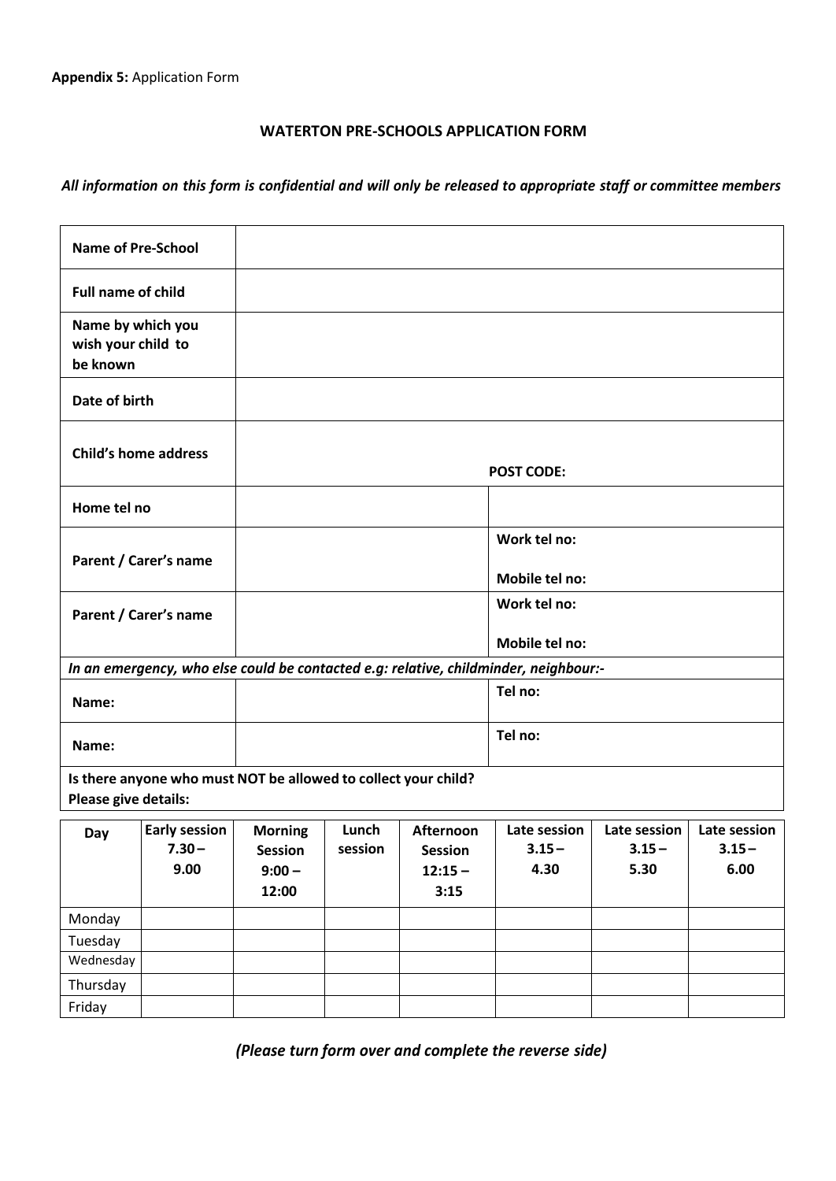**Appendix 5:** Application Form

## WATERTON PRE-SCHOOLS APPLICATION FORM

*All information on this form is confidential and will only be released to appropriate staff or committee members*

| | | |
|---|---|---|
| **Name of Pre-School** | | |
| **Full name of child** | | |
| **Name by which you wish your child to be known** | | |
| **Date of birth** | | |
| **Child's home address** | **POST CODE:** | |
| **Home tel no** | | |
| **Parent / Carer's name** | | **Work tel no:**<br><br>**Mobile tel no:** |
| **Parent / Carer's name** | | **Work tel no:**<br><br>**Mobile tel no:** |
| *In an emergency, who else could be contacted e.g: relative, childminder, neighbour:-* | | |
| **Name:** | | **Tel no:** |
| **Name:** | | **Tel no:** |
| **Is there anyone who must NOT be allowed to collect your child?**<br>**Please give details:** | | |

| Day | Early session 7.30 – 9.00 | Morning Session 9:00 – 12:00 | Lunch session | Afternoon Session 12:15 – 3:15 | Late session 3.15 – 4.30 | Late session 3.15 – 5.30 | Late session 3.15 – 6.00 |
|---|---|---|---|---|---|---|---|
| Monday | | | | | | | |
| Tuesday | | | | | | | |
| Wednesday | | | | | | | |
| Thursday | | | | | | | |
| Friday | | | | | | | |

***(Please turn form over and complete the reverse side)***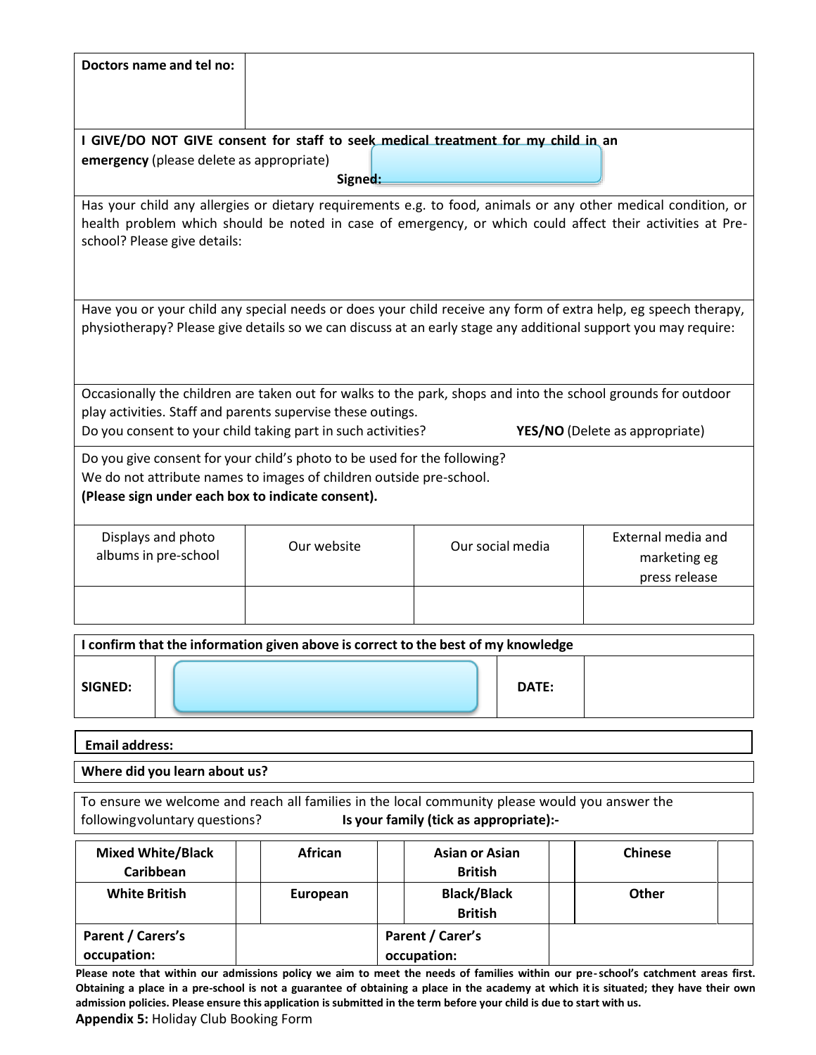| **Doctors name and tel no:** | |
|---|---|

**I GIVE/DO NOT GIVE consent for staff to seek medical treatment for my child in an emergency** (please delete as appropriate)

**Signed:**

Has your child any allergies or dietary requirements e.g. to food, animals or any other medical condition, or health problem which should be noted in case of emergency, or which could affect their activities at Pre-school? Please give details:

Have you or your child any special needs or does your child receive any form of extra help, eg speech therapy, physiotherapy? Please give details so we can discuss at an early stage any additional support you may require:

Occasionally the children are taken out for walks to the park, shops and into the school grounds for outdoor play activities. Staff and parents supervise these outings.
Do you consent to your child taking part in such activities? **YES/NO** (Delete as appropriate)

Do you give consent for your child's photo to be used for the following?
We do not attribute names to images of children outside pre-school.
**(Please sign under each box to indicate consent).**

| Displays and photo albums in pre-school | Our website | Our social media | External media and marketing eg press release |
|---|---|---|---|
| | | | |

| **I confirm that the information given above is correct to the best of my knowledge** | | | |
|---|---|---|---|
| **SIGNED:** | | **DATE:** | |

**Email address:**

**Where did you learn about us?**

To ensure we welcome and reach all families in the local community please would you answer the following voluntary questions? **Is your family (tick as appropriate):-**

| **Mixed White/Black Caribbean** | | **African** | | **Asian or Asian British** | | **Chinese** | |
|---|---|---|---|---|---|---|---|
| **White British** | | **European** | | **Black/Black British** | | **Other** | |
| **Parent / Carers's occupation:** | | | **Parent / Carer's occupation:** | | | | |

**Please note that within our admissions policy we aim to meet the needs of families within our pre-school's catchment areas first. Obtaining a place in a pre-school is not a guarantee of obtaining a place in the academy at which it is situated; they have their own admission policies. Please ensure this application is submitted in the term before your child is due to start with us.**

**Appendix 5:** Holiday Club Booking Form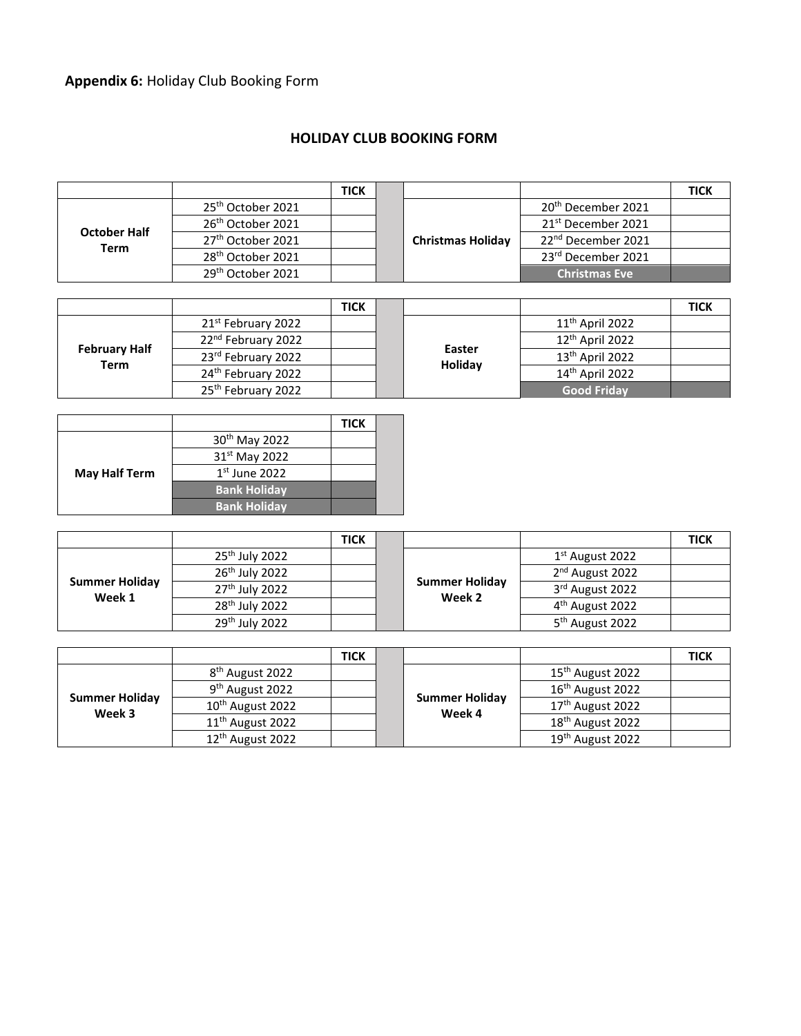**Appendix 6:** Holiday Club Booking Form

## HOLIDAY CLUB BOOKING FORM

| | | TICK | | | | TICK |
|---|---|---|---|---|---|---|
| **October Half Term** | 25th October 2021 | | | **Christmas Holiday** | 20th December 2021 | |
| | 26th October 2021 | | | | 21st December 2021 | |
| | 27th October 2021 | | | | 22nd December 2021 | |
| | 28th October 2021 | | | | 23rd December 2021 | |
| | 29th October 2021 | | | | **Christmas Eve** | |

| | | TICK | | | | TICK |
|---|---|---|---|---|---|---|
| **February Half Term** | 21st February 2022 | | | **Easter Holiday** | 11th April 2022 | |
| | 22nd February 2022 | | | | 12th April 2022 | |
| | 23rd February 2022 | | | | 13th April 2022 | |
| | 24th February 2022 | | | | 14th April 2022 | |
| | 25th February 2022 | | | | **Good Friday** | |

| | | TICK |
|---|---|---|
| **May Half Term** | 30th May 2022 | |
| | 31st May 2022 | |
| | 1st June 2022 | |
| | **Bank Holiday** | |
| | **Bank Holiday** | |

| | | TICK | | | | TICK |
|---|---|---|---|---|---|---|
| **Summer Holiday Week 1** | 25th July 2022 | | | **Summer Holiday Week 2** | 1st August 2022 | |
| | 26th July 2022 | | | | 2nd August 2022 | |
| | 27th July 2022 | | | | 3rd August 2022 | |
| | 28th July 2022 | | | | 4th August 2022 | |
| | 29th July 2022 | | | | 5th August 2022 | |

| | | TICK | | | | TICK |
|---|---|---|---|---|---|---|
| **Summer Holiday Week 3** | 8th August 2022 | | | **Summer Holiday Week 4** | 15th August 2022 | |
| | 9th August 2022 | | | | 16th August 2022 | |
| | 10th August 2022 | | | | 17th August 2022 | |
| | 11th August 2022 | | | | 18th August 2022 | |
| | 12th August 2022 | | | | 19th August 2022 | |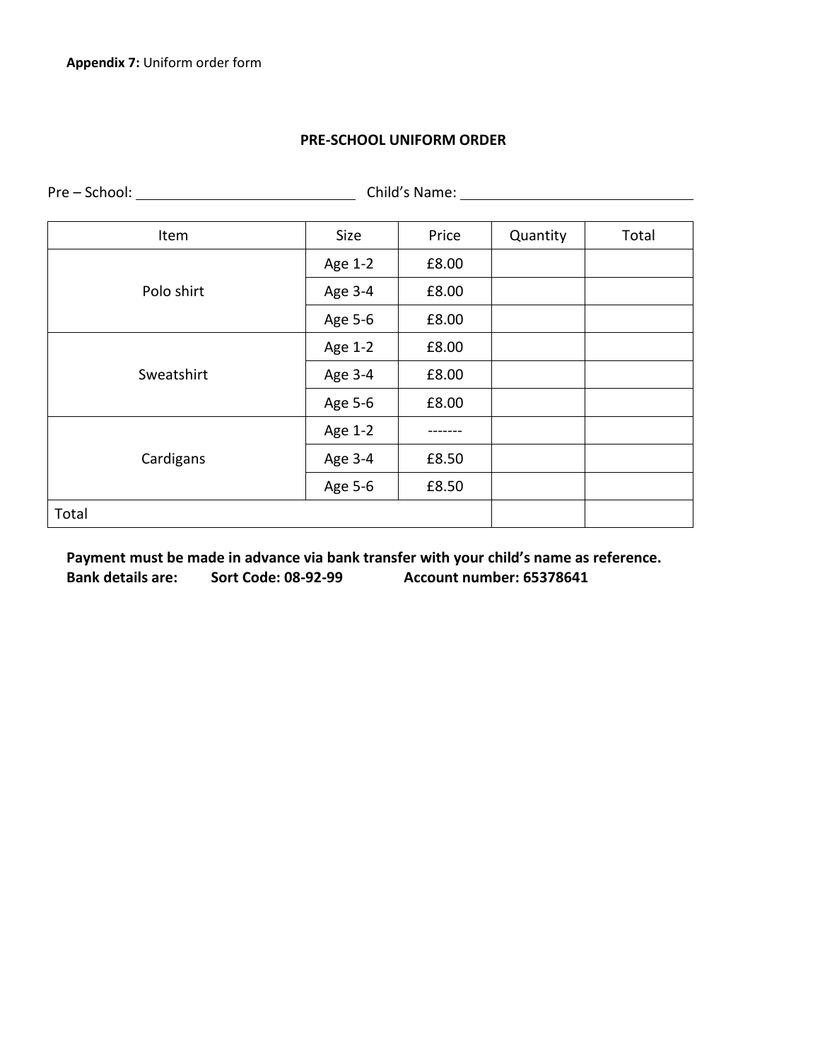**Appendix 7:** Uniform order form

## PRE-SCHOOL UNIFORM ORDER

Pre – School: ____________________ Child's Name: ____________________

| Item | Size | Price | Quantity | Total |
|---|---|---|---|---|
| Polo shirt | Age 1-2 | £8.00 | | |
| | Age 3-4 | £8.00 | | |
| | Age 5-6 | £8.00 | | |
| Sweatshirt | Age 1-2 | £8.00 | | |
| | Age 3-4 | £8.00 | | |
| | Age 5-6 | £8.00 | | |
| Cardigans | Age 1-2 | ------- | | |
| | Age 3-4 | £8.50 | | |
| | Age 5-6 | £8.50 | | |
| Total | | | | |

**Payment must be made in advance via bank transfer with your child's name as reference.**
**Bank details are: Sort Code: 08-92-99 Account number: 65378641**